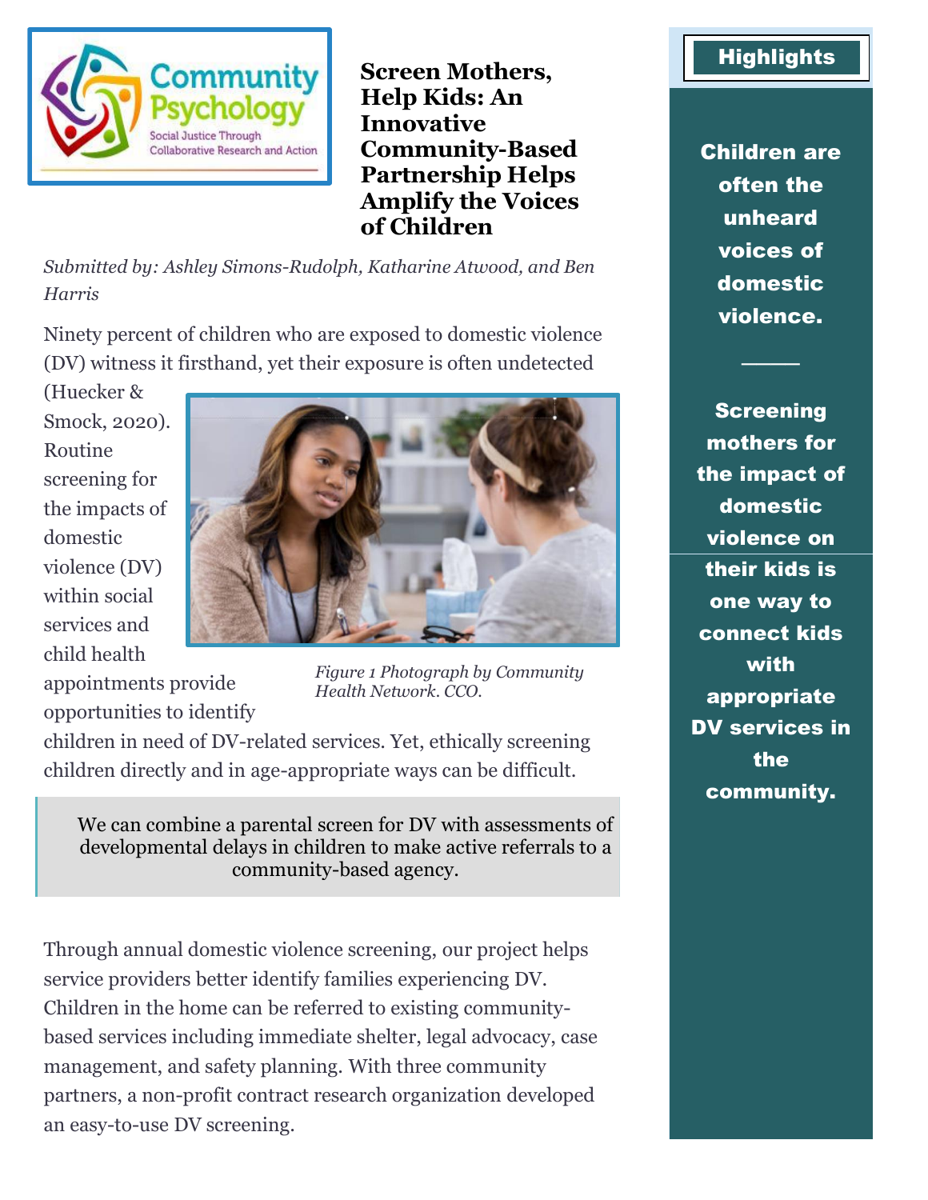Community Psychology
Social Justice Through Collaborative Research and Action

# Screen Mothers, Help Kids: An Innovative Community-Based Partnership Helps Amplify the Voices of Children

*Submitted by: Ashley Simons-Rudolph, Katharine Atwood, and Ben Harris*

Ninety percent of children who are exposed to domestic violence (DV) witness it firsthand, yet their exposure is often undetected (Huecker & Smock, 2020). Routine screening for the impacts of domestic violence (DV) within social services and child health appointments provide opportunities to identify children in need of DV-related services. Yet, ethically screening children directly and in age-appropriate ways can be difficult.

*Figure 1 Photograph by Community Health Network. CCO.*

> We can combine a parental screen for DV with assessments of developmental delays in children to make active referrals to a community-based agency.

Through annual domestic violence screening, our project helps service providers better identify families experiencing DV. Children in the home can be referred to existing community-based services including immediate shelter, legal advocacy, case management, and safety planning. With three community partners, a non-profit contract research organization developed an easy-to-use DV screening.

## Highlights

**Children are often the unheard voices of domestic violence.**

---

**Screening mothers for the impact of domestic violence on their kids is one way to connect kids with appropriate DV services in the community.**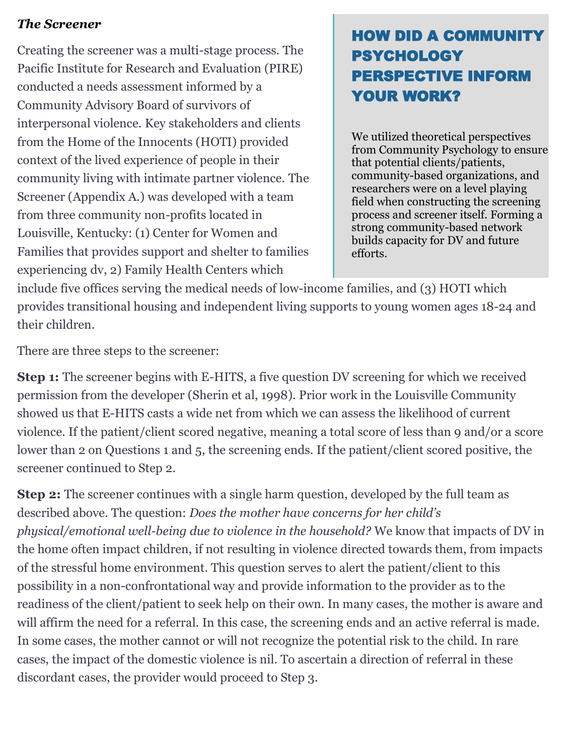### *The Screener*

Creating the screener was a multi-stage process. The Pacific Institute for Research and Evaluation (PIRE) conducted a needs assessment informed by a Community Advisory Board of survivors of interpersonal violence. Key stakeholders and clients from the Home of the Innocents (HOTI) provided context of the lived experience of people in their community living with intimate partner violence. The Screener (Appendix A.) was developed with a team from three community non-profits located in Louisville, Kentucky: (1) Center for Women and Families that provides support and shelter to families experiencing dv, 2) Family Health Centers which include five offices serving the medical needs of low-income families, and (3) HOTI which provides transitional housing and independent living supports to young women ages 18-24 and their children.

> **HOW DID A COMMUNITY PSYCHOLOGY PERSPECTIVE INFORM YOUR WORK?**
>
> We utilized theoretical perspectives from Community Psychology to ensure that potential clients/patients, community-based organizations, and researchers were on a level playing field when constructing the screening process and screener itself. Forming a strong community-based network builds capacity for DV and future efforts.

There are three steps to the screener:

**Step 1:** The screener begins with E-HITS, a five question DV screening for which we received permission from the developer (Sherin et al, 1998). Prior work in the Louisville Community showed us that E-HITS casts a wide net from which we can assess the likelihood of current violence. If the patient/client scored negative, meaning a total score of less than 9 and/or a score lower than 2 on Questions 1 and 5, the screening ends. If the patient/client scored positive, the screener continued to Step 2.

**Step 2:** The screener continues with a single harm question, developed by the full team as described above. The question: *Does the mother have concerns for her child's physical/emotional well-being due to violence in the household?* We know that impacts of DV in the home often impact children, if not resulting in violence directed towards them, from impacts of the stressful home environment. This question serves to alert the patient/client to this possibility in a non-confrontational way and provide information to the provider as to the readiness of the client/patient to seek help on their own. In many cases, the mother is aware and will affirm the need for a referral. In this case, the screening ends and an active referral is made. In some cases, the mother cannot or will not recognize the potential risk to the child. In rare cases, the impact of the domestic violence is nil. To ascertain a direction of referral in these discordant cases, the provider would proceed to Step 3.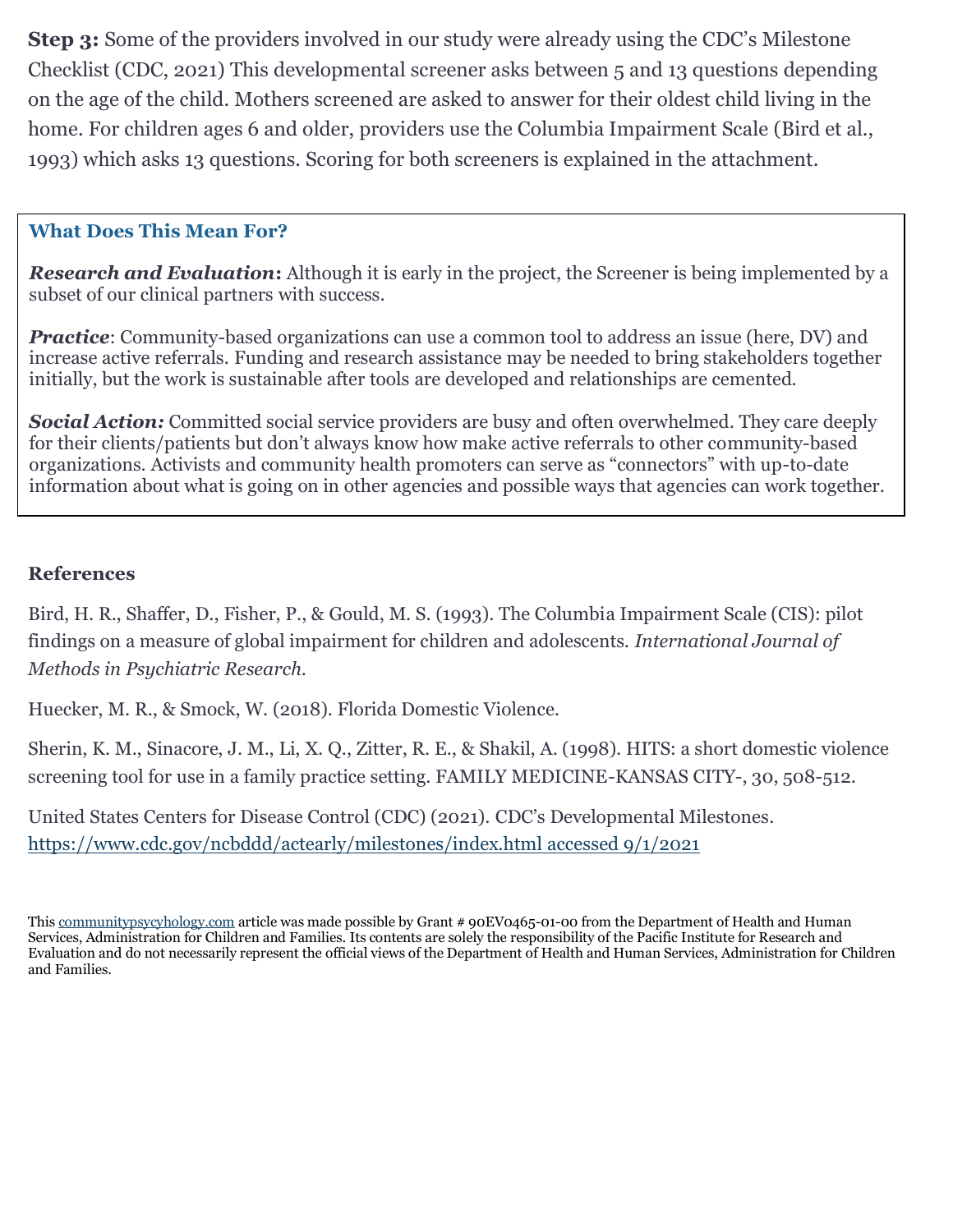**Step 3:** Some of the providers involved in our study were already using the CDC's Milestone Checklist (CDC, 2021) This developmental screener asks between 5 and 13 questions depending on the age of the child. Mothers screened are asked to answer for their oldest child living in the home. For children ages 6 and older, providers use the Columbia Impairment Scale (Bird et al., 1993) which asks 13 questions. Scoring for both screeners is explained in the attachment.

> ### What Does This Mean For?
>
> ***Research and Evaluation*:** Although it is early in the project, the Screener is being implemented by a subset of our clinical partners with success.
>
> ***Practice***: Community-based organizations can use a common tool to address an issue (here, DV) and increase active referrals. Funding and research assistance may be needed to bring stakeholders together initially, but the work is sustainable after tools are developed and relationships are cemented.
>
> ***Social Action:*** Committed social service providers are busy and often overwhelmed. They care deeply for their clients/patients but don't always know how make active referrals to other community-based organizations. Activists and community health promoters can serve as "connectors" with up-to-date information about what is going on in other agencies and possible ways that agencies can work together.

### References

Bird, H. R., Shaffer, D., Fisher, P., & Gould, M. S. (1993). The Columbia Impairment Scale (CIS): pilot findings on a measure of global impairment for children and adolescents. *International Journal of Methods in Psychiatric Research.*

Huecker, M. R., & Smock, W. (2018). Florida Domestic Violence.

Sherin, K. M., Sinacore, J. M., Li, X. Q., Zitter, R. E., & Shakil, A. (1998). HITS: a short domestic violence screening tool for use in a family practice setting. FAMILY MEDICINE-KANSAS CITY-, 30, 508-512.

United States Centers for Disease Control (CDC) (2021). CDC's Developmental Milestones. https://www.cdc.gov/ncbddd/actearly/milestones/index.html accessed 9/1/2021

This communitypsycyhology.com article was made possible by Grant # 90EV0465-01-00 from the Department of Health and Human Services, Administration for Children and Families. Its contents are solely the responsibility of the Pacific Institute for Research and Evaluation and do not necessarily represent the official views of the Department of Health and Human Services, Administration for Children and Families.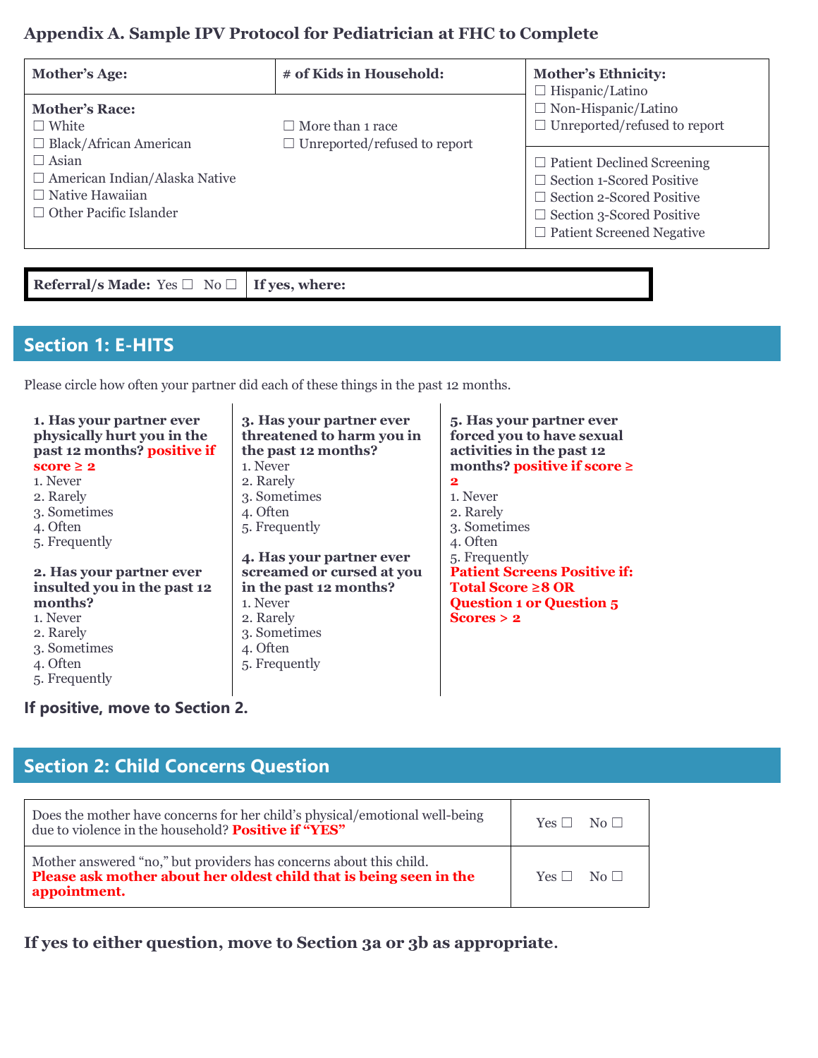## Appendix A. Sample IPV Protocol for Pediatrician at FHC to Complete

| **Mother's Age:** | **# of Kids in Household:** | **Mother's Ethnicity:** ☐ Hispanic/Latino ☐ Non-Hispanic/Latino ☐ Unreported/refused to report |
|---|---|---|
| **Mother's Race:** ☐ White ☐ Black/African American ☐ Asian ☐ American Indian/Alaska Native ☐ Native Hawaiian ☐ Other Pacific Islander | ☐ More than 1 race ☐ Unreported/refused to report | ☐ Patient Declined Screening ☐ Section 1-Scored Positive ☐ Section 2-Scored Positive ☐ Section 3-Scored Positive ☐ Patient Screened Negative |

| **Referral/s Made:** Yes ☐ No ☐ | **If yes, where:** |
|---|---|

## Section 1: E-HITS

Please circle how often your partner did each of these things in the past 12 months.

**1. Has your partner ever physically hurt you in the past 12 months?** **positive if score ≥ 2**
1. Never
2. Rarely
3. Sometimes
4. Often
5. Frequently

**2. Has your partner ever insulted you in the past 12 months?**
1. Never
2. Rarely
3. Sometimes
4. Often
5. Frequently

**3. Has your partner ever threatened to harm you in the past 12 months?**
1. Never
2. Rarely
3. Sometimes
4. Often
5. Frequently

**4. Has your partner ever screamed or cursed at you in the past 12 months?**
1. Never
2. Rarely
3. Sometimes
4. Often
5. Frequently

**5. Has your partner ever forced you to have sexual activities in the past 12 months?** **positive if score ≥ 2**
1. Never
2. Rarely
3. Sometimes
4. Often
5. Frequently

**Patient Screens Positive if: Total Score ≥8 OR Question 1 or Question 5 Scores > 2**

**If positive, move to Section 2.**

## Section 2: Child Concerns Question

| | |
|---|---|
| Does the mother have concerns for her child's physical/emotional well-being due to violence in the household? **Positive if "YES"** | Yes ☐ No ☐ |
| Mother answered "no," but providers has concerns about this child. **Please ask mother about her oldest child that is being seen in the appointment.** | Yes ☐ No ☐ |

**If yes to either question, move to Section 3a or 3b as appropriate.**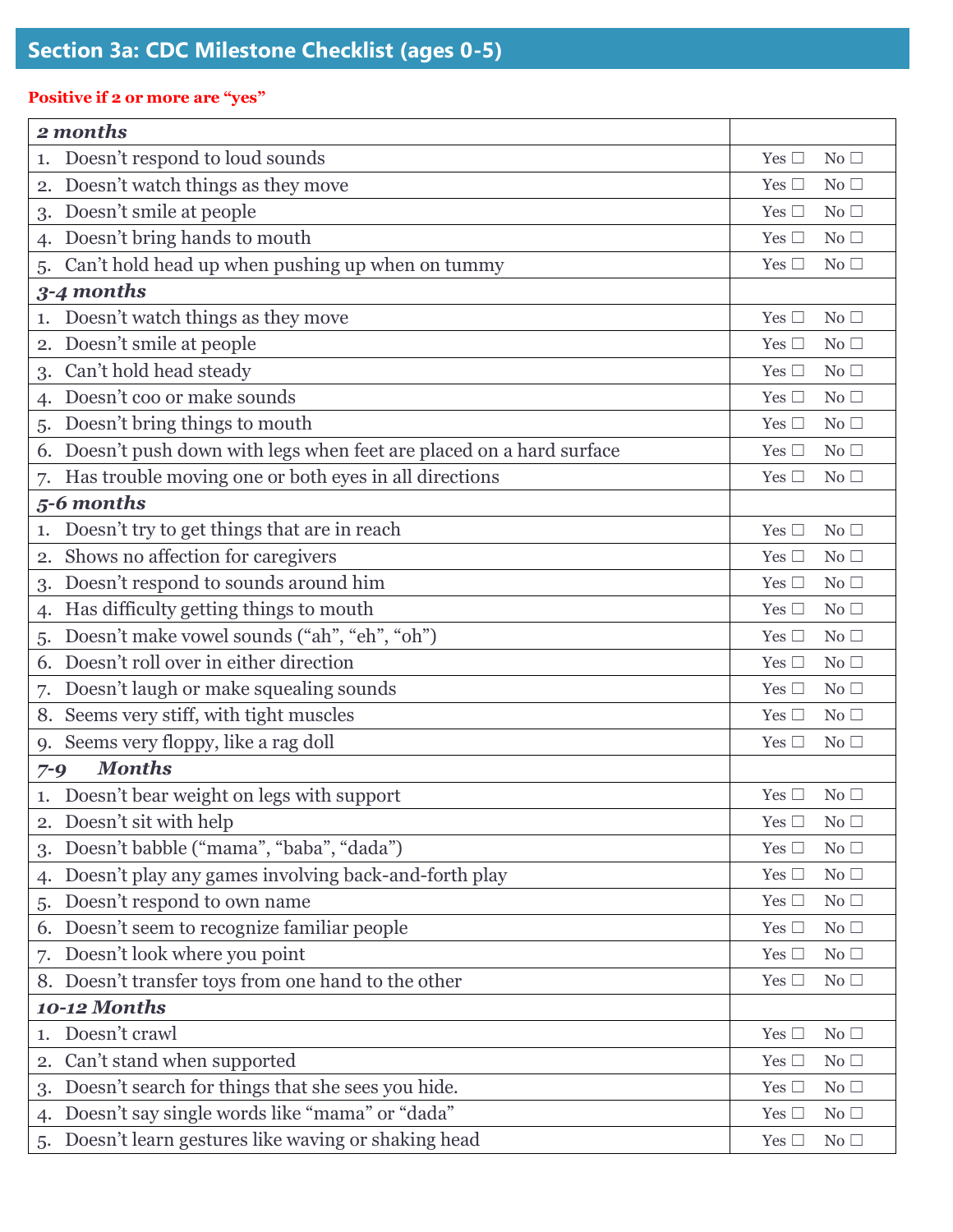## Section 3a: CDC Milestone Checklist (ages 0-5)

**Positive if 2 or more are "yes"**

| ***2 months*** | |
|---|---|
| 1. Doesn't respond to loud sounds | Yes ☐ No ☐ |
| 2. Doesn't watch things as they move | Yes ☐ No ☐ |
| 3. Doesn't smile at people | Yes ☐ No ☐ |
| 4. Doesn't bring hands to mouth | Yes ☐ No ☐ |
| 5. Can't hold head up when pushing up when on tummy | Yes ☐ No ☐ |
| ***3-4 months*** | |
| 1. Doesn't watch things as they move | Yes ☐ No ☐ |
| 2. Doesn't smile at people | Yes ☐ No ☐ |
| 3. Can't hold head steady | Yes ☐ No ☐ |
| 4. Doesn't coo or make sounds | Yes ☐ No ☐ |
| 5. Doesn't bring things to mouth | Yes ☐ No ☐ |
| 6. Doesn't push down with legs when feet are placed on a hard surface | Yes ☐ No ☐ |
| 7. Has trouble moving one or both eyes in all directions | Yes ☐ No ☐ |
| ***5-6 months*** | |
| 1. Doesn't try to get things that are in reach | Yes ☐ No ☐ |
| 2. Shows no affection for caregivers | Yes ☐ No ☐ |
| 3. Doesn't respond to sounds around him | Yes ☐ No ☐ |
| 4. Has difficulty getting things to mouth | Yes ☐ No ☐ |
| 5. Doesn't make vowel sounds ("ah", "eh", "oh") | Yes ☐ No ☐ |
| 6. Doesn't roll over in either direction | Yes ☐ No ☐ |
| 7. Doesn't laugh or make squealing sounds | Yes ☐ No ☐ |
| 8. Seems very stiff, with tight muscles | Yes ☐ No ☐ |
| 9. Seems very floppy, like a rag doll | Yes ☐ No ☐ |
| ***7-9 Months*** | |
| 1. Doesn't bear weight on legs with support | Yes ☐ No ☐ |
| 2. Doesn't sit with help | Yes ☐ No ☐ |
| 3. Doesn't babble ("mama", "baba", "dada") | Yes ☐ No ☐ |
| 4. Doesn't play any games involving back-and-forth play | Yes ☐ No ☐ |
| 5. Doesn't respond to own name | Yes ☐ No ☐ |
| 6. Doesn't seem to recognize familiar people | Yes ☐ No ☐ |
| 7. Doesn't look where you point | Yes ☐ No ☐ |
| 8. Doesn't transfer toys from one hand to the other | Yes ☐ No ☐ |
| ***10-12 Months*** | |
| 1. Doesn't crawl | Yes ☐ No ☐ |
| 2. Can't stand when supported | Yes ☐ No ☐ |
| 3. Doesn't search for things that she sees you hide. | Yes ☐ No ☐ |
| 4. Doesn't say single words like "mama" or "dada" | Yes ☐ No ☐ |
| 5. Doesn't learn gestures like waving or shaking head | Yes ☐ No ☐ |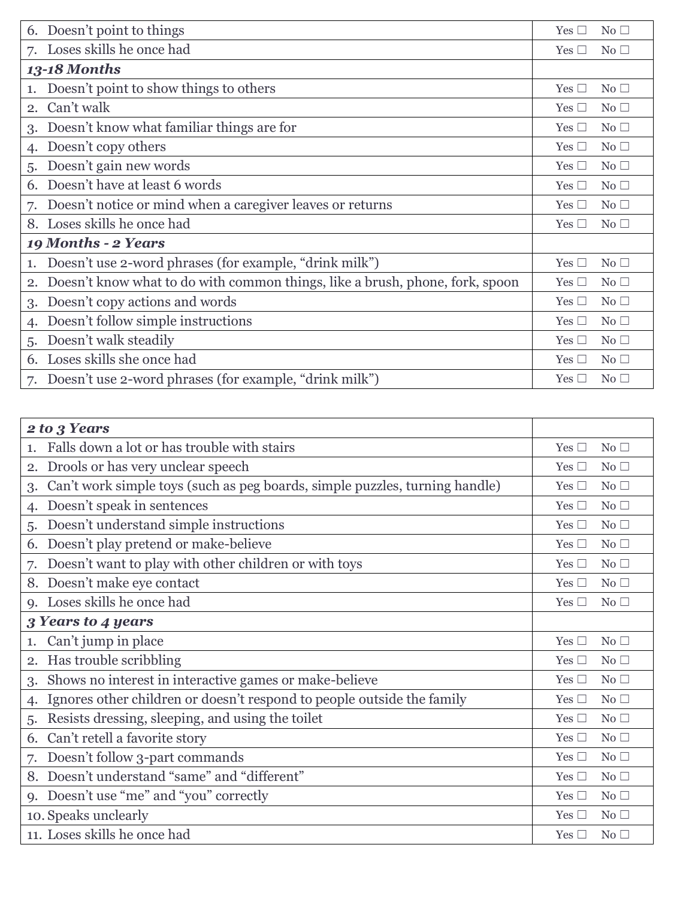| | |
|---|---|
| 6. Doesn't point to things | Yes ☐ No ☐ |
| 7. Loses skills he once had | Yes ☐ No ☐ |
| ***13-18 Months*** | |
| 1. Doesn't point to show things to others | Yes ☐ No ☐ |
| 2. Can't walk | Yes ☐ No ☐ |
| 3. Doesn't know what familiar things are for | Yes ☐ No ☐ |
| 4. Doesn't copy others | Yes ☐ No ☐ |
| 5. Doesn't gain new words | Yes ☐ No ☐ |
| 6. Doesn't have at least 6 words | Yes ☐ No ☐ |
| 7. Doesn't notice or mind when a caregiver leaves or returns | Yes ☐ No ☐ |
| 8. Loses skills he once had | Yes ☐ No ☐ |
| ***19 Months - 2 Years*** | |
| 1. Doesn't use 2-word phrases (for example, "drink milk") | Yes ☐ No ☐ |
| 2. Doesn't know what to do with common things, like a brush, phone, fork, spoon | Yes ☐ No ☐ |
| 3. Doesn't copy actions and words | Yes ☐ No ☐ |
| 4. Doesn't follow simple instructions | Yes ☐ No ☐ |
| 5. Doesn't walk steadily | Yes ☐ No ☐ |
| 6. Loses skills she once had | Yes ☐ No ☐ |
| 7. Doesn't use 2-word phrases (for example, "drink milk") | Yes ☐ No ☐ |

| ***2 to 3 Years*** | |
|---|---|
| 1. Falls down a lot or has trouble with stairs | Yes ☐ No ☐ |
| 2. Drools or has very unclear speech | Yes ☐ No ☐ |
| 3. Can't work simple toys (such as peg boards, simple puzzles, turning handle) | Yes ☐ No ☐ |
| 4. Doesn't speak in sentences | Yes ☐ No ☐ |
| 5. Doesn't understand simple instructions | Yes ☐ No ☐ |
| 6. Doesn't play pretend or make-believe | Yes ☐ No ☐ |
| 7. Doesn't want to play with other children or with toys | Yes ☐ No ☐ |
| 8. Doesn't make eye contact | Yes ☐ No ☐ |
| 9. Loses skills he once had | Yes ☐ No ☐ |
| ***3 Years to 4 years*** | |
| 1. Can't jump in place | Yes ☐ No ☐ |
| 2. Has trouble scribbling | Yes ☐ No ☐ |
| 3. Shows no interest in interactive games or make-believe | Yes ☐ No ☐ |
| 4. Ignores other children or doesn't respond to people outside the family | Yes ☐ No ☐ |
| 5. Resists dressing, sleeping, and using the toilet | Yes ☐ No ☐ |
| 6. Can't retell a favorite story | Yes ☐ No ☐ |
| 7. Doesn't follow 3-part commands | Yes ☐ No ☐ |
| 8. Doesn't understand "same" and "different" | Yes ☐ No ☐ |
| 9. Doesn't use "me" and "you" correctly | Yes ☐ No ☐ |
| 10. Speaks unclearly | Yes ☐ No ☐ |
| 11. Loses skills he once had | Yes ☐ No ☐ |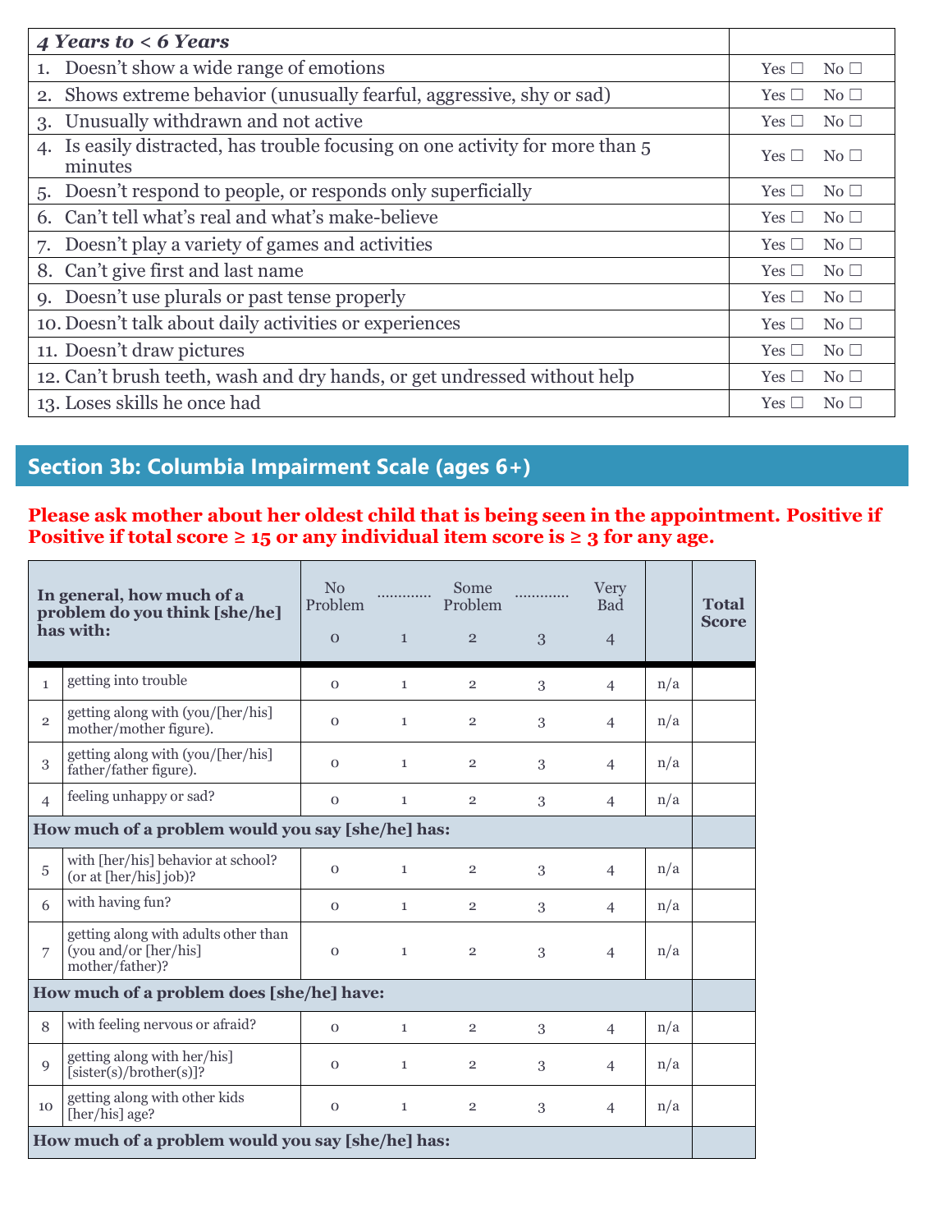| *4 Years to < 6 Years* | |
|---|---|
| 1. Doesn't show a wide range of emotions | Yes ☐ No ☐ |
| 2. Shows extreme behavior (unusually fearful, aggressive, shy or sad) | Yes ☐ No ☐ |
| 3. Unusually withdrawn and not active | Yes ☐ No ☐ |
| 4. Is easily distracted, has trouble focusing on one activity for more than 5 minutes | Yes ☐ No ☐ |
| 5. Doesn't respond to people, or responds only superficially | Yes ☐ No ☐ |
| 6. Can't tell what's real and what's make-believe | Yes ☐ No ☐ |
| 7. Doesn't play a variety of games and activities | Yes ☐ No ☐ |
| 8. Can't give first and last name | Yes ☐ No ☐ |
| 9. Doesn't use plurals or past tense properly | Yes ☐ No ☐ |
| 10. Doesn't talk about daily activities or experiences | Yes ☐ No ☐ |
| 11. Doesn't draw pictures | Yes ☐ No ☐ |
| 12. Can't brush teeth, wash and dry hands, or get undressed without help | Yes ☐ No ☐ |
| 13. Loses skills he once had | Yes ☐ No ☐ |

## Section 3b: Columbia Impairment Scale (ages 6+)

**Please ask mother about her oldest child that is being seen in the appointment. Positive if Positive if total score ≥ 15 or any individual item score is ≥ 3 for any age.**

| | **In general, how much of a problem do you think [she/he] has with:** | No Problem 0 | ............ 1 | Some Problem 2 | ............ 3 | Very Bad 4 | | **Total Score** |
|---|---|---|---|---|---|---|---|---|
| 1 | getting into trouble | 0 | 1 | 2 | 3 | 4 | n/a | |
| 2 | getting along with (you/[her/his] mother/mother figure). | 0 | 1 | 2 | 3 | 4 | n/a | |
| 3 | getting along with (you/[her/his] father/father figure). | 0 | 1 | 2 | 3 | 4 | n/a | |
| 4 | feeling unhappy or sad? | 0 | 1 | 2 | 3 | 4 | n/a | |
| | **How much of a problem would you say [she/he] has:** | | | | | | | |
| 5 | with [her/his] behavior at school? (or at [her/his] job)? | 0 | 1 | 2 | 3 | 4 | n/a | |
| 6 | with having fun? | 0 | 1 | 2 | 3 | 4 | n/a | |
| 7 | getting along with adults other than (you and/or [her/his] mother/father)? | 0 | 1 | 2 | 3 | 4 | n/a | |
| | **How much of a problem does [she/he] have:** | | | | | | | |
| 8 | with feeling nervous or afraid? | 0 | 1 | 2 | 3 | 4 | n/a | |
| 9 | getting along with her/his] [sister(s)/brother(s)]? | 0 | 1 | 2 | 3 | 4 | n/a | |
| 10 | getting along with other kids [her/his] age? | 0 | 1 | 2 | 3 | 4 | n/a | |
| | **How much of a problem would you say [she/he] has:** | | | | | | | |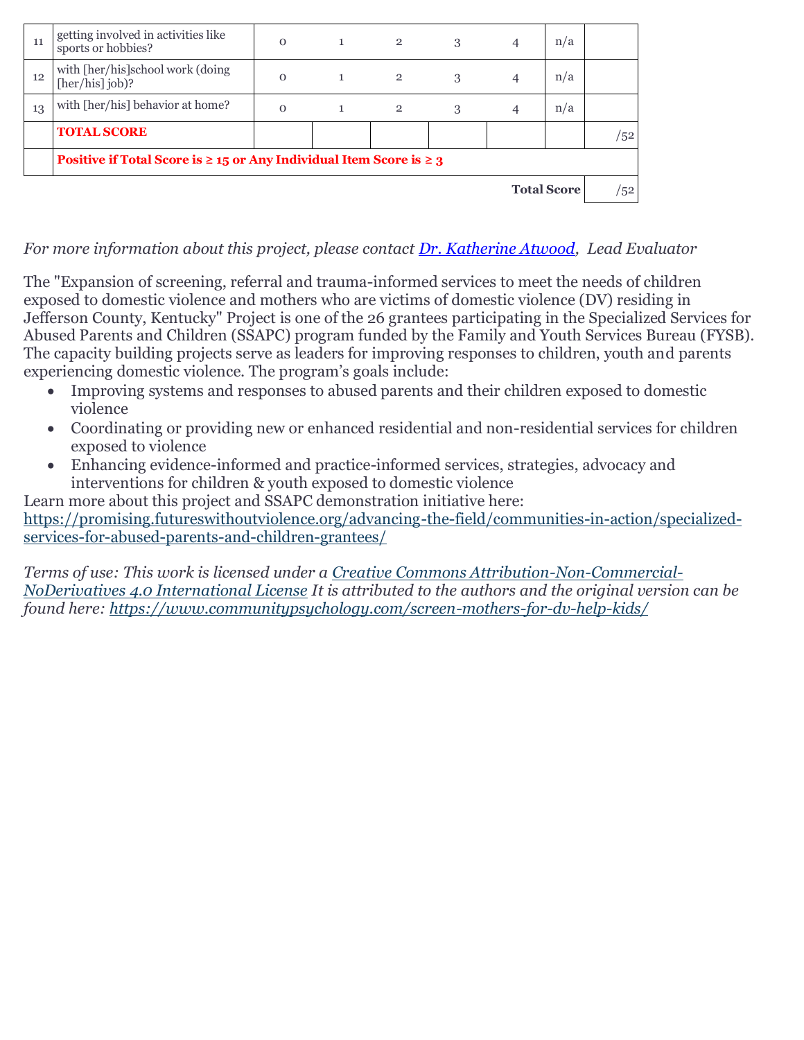| | | | | | | | | |
|---|---|---|---|---|---|---|---|---|
| 11 | getting involved in activities like sports or hobbies? | 0 | 1 | 2 | 3 | 4 | n/a | |
| 12 | with [her/his]school work (doing [her/his] job)? | 0 | 1 | 2 | 3 | 4 | n/a | |
| 13 | with [her/his] behavior at home? | 0 | 1 | 2 | 3 | 4 | n/a | |
| | **TOTAL SCORE** | | | | | | | /52 |
| | **Positive if Total Score is ≥ 15 or Any Individual Item Score is ≥ 3** | | | | | | | |
| | | | | | | | **Total Score** | /52 |

*For more information about this project, please contact [Dr. Katherine Atwood](), Lead Evaluator*

The "Expansion of screening, referral and trauma-informed services to meet the needs of children exposed to domestic violence and mothers who are victims of domestic violence (DV) residing in Jefferson County, Kentucky" Project is one of the 26 grantees participating in the Specialized Services for Abused Parents and Children (SSAPC) program funded by the Family and Youth Services Bureau (FYSB). The capacity building projects serve as leaders for improving responses to children, youth and parents experiencing domestic violence. The program's goals include:

- Improving systems and responses to abused parents and their children exposed to domestic violence
- Coordinating or providing new or enhanced residential and non-residential services for children exposed to violence
- Enhancing evidence-informed and practice-informed services, strategies, advocacy and interventions for children & youth exposed to domestic violence

Learn more about this project and SSAPC demonstration initiative here: [https://promising.futureswithoutviolence.org/advancing-the-field/communities-in-action/specialized-services-for-abused-parents-and-children-grantees/](https://promising.futureswithoutviolence.org/advancing-the-field/communities-in-action/specialized-services-for-abused-parents-and-children-grantees/)

*Terms of use: This work is licensed under a [Creative Commons Attribution-Non-Commercial-NoDerivatives 4.0 International License]() It is attributed to the authors and the original version can be found here: [https://www.communitypsychology.com/screen-mothers-for-dv-help-kids/](https://www.communitypsychology.com/screen-mothers-for-dv-help-kids/)*